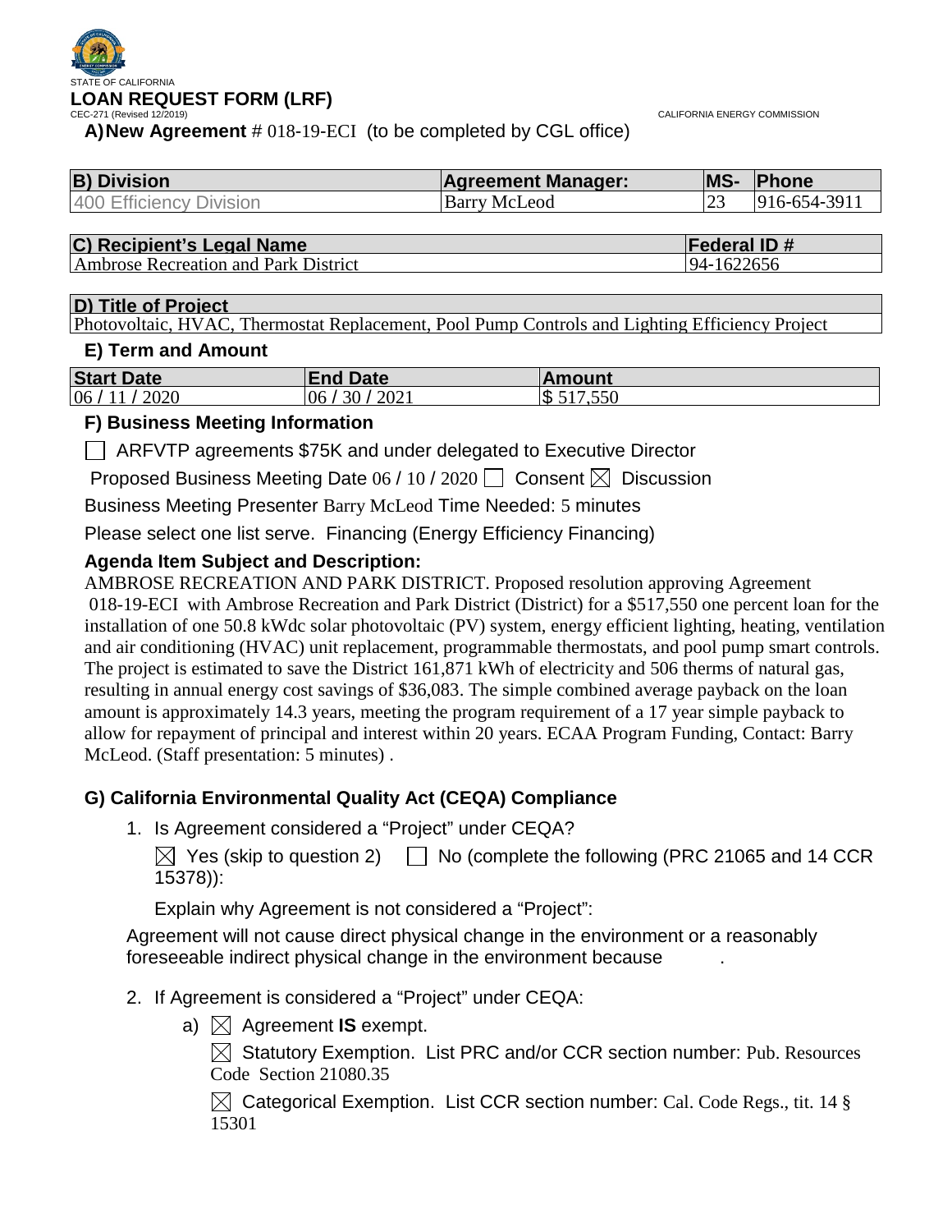STATE OF CALIFORNIA

# LOAN REQUEST FORM (LRF)

CEC-271 (Revised 12/2019) CALIFORNIA ENERGY COMMISSION

**A) New Agreement** # 018-19-ECI (to be completed by CGL office)

| B) Division | Agreement Manager: | MS- | Phone |
|---|---|---|---|
| 400 Efficiency Division | Barry McLeod | 23 | 916-654-3911 |

| C) Recipient's Legal Name | Federal ID # |
|---|---|
| Ambrose Recreation and Park District | 94-1622656 |

| D) Title of Project |
|---|
| Photovoltaic, HVAC, Thermostat Replacement, Pool Pump Controls and Lighting Efficiency Project |

### E) Term and Amount

| Start Date | End Date | Amount |
|---|---|---|
| 06 / 11 / 2020 | 06 / 30 / 2021 | $ 517,550 |

### F) Business Meeting Information

☐ ARFVTP agreements $75K and under delegated to Executive Director

Proposed Business Meeting Date 06 / 10 / 2020 ☐ Consent ☒ Discussion

Business Meeting Presenter Barry McLeod Time Needed: 5 minutes

Please select one list serve. Financing (Energy Efficiency Financing)

### Agenda Item Subject and Description:

AMBROSE RECREATION AND PARK DISTRICT. Proposed resolution approving Agreement 018-19-ECI with Ambrose Recreation and Park District (District) for a $517,550 one percent loan for the installation of one 50.8 kWdc solar photovoltaic (PV) system, energy efficient lighting, heating, ventilation and air conditioning (HVAC) unit replacement, programmable thermostats, and pool pump smart controls. The project is estimated to save the District 161,871 kWh of electricity and 506 therms of natural gas, resulting in annual energy cost savings of $36,083. The simple combined average payback on the loan amount is approximately 14.3 years, meeting the program requirement of a 17 year simple payback to allow for repayment of principal and interest within 20 years. ECAA Program Funding, Contact: Barry McLeod. (Staff presentation: 5 minutes) .

### G) California Environmental Quality Act (CEQA) Compliance

1. Is Agreement considered a "Project" under CEQA?

   ☒ Yes (skip to question 2) ☐ No (complete the following (PRC 21065 and 14 CCR 15378)):

   Explain why Agreement is not considered a "Project":

   Agreement will not cause direct physical change in the environment or a reasonably foreseeable indirect physical change in the environment because .

2. If Agreement is considered a "Project" under CEQA:

   a) ☒ Agreement **IS** exempt.

      ☒ Statutory Exemption. List PRC and/or CCR section number: Pub. Resources Code Section 21080.35

      ☒ Categorical Exemption. List CCR section number: Cal. Code Regs., tit. 14 § 15301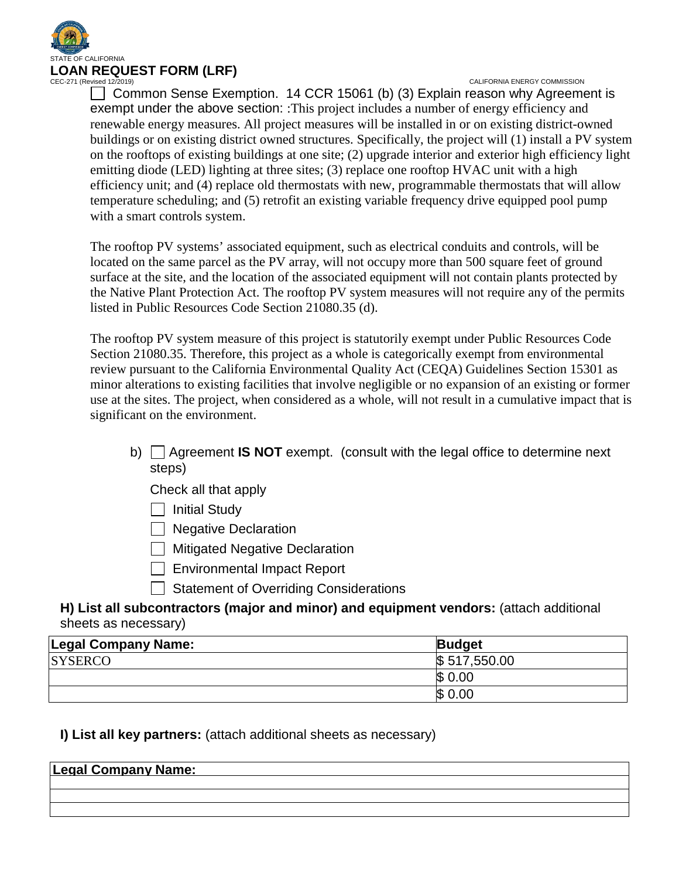☐ Common Sense Exemption. 14 CCR 15061 (b) (3) Explain reason why Agreement is exempt under the above section: :This project includes a number of energy efficiency and renewable energy measures. All project measures will be installed in or on existing district-owned buildings or on existing district owned structures. Specifically, the project will (1) install a PV system on the rooftops of existing buildings at one site; (2) upgrade interior and exterior high efficiency light emitting diode (LED) lighting at three sites; (3) replace one rooftop HVAC unit with a high efficiency unit; and (4) replace old thermostats with new, programmable thermostats that will allow temperature scheduling; and (5) retrofit an existing variable frequency drive equipped pool pump with a smart controls system.

The rooftop PV systems' associated equipment, such as electrical conduits and controls, will be located on the same parcel as the PV array, will not occupy more than 500 square feet of ground surface at the site, and the location of the associated equipment will not contain plants protected by the Native Plant Protection Act. The rooftop PV system measures will not require any of the permits listed in Public Resources Code Section 21080.35 (d).

The rooftop PV system measure of this project is statutorily exempt under Public Resources Code Section 21080.35. Therefore, this project as a whole is categorically exempt from environmental review pursuant to the California Environmental Quality Act (CEQA) Guidelines Section 15301 as minor alterations to existing facilities that involve negligible or no expansion of an existing or former use at the sites. The project, when considered as a whole, will not result in a cumulative impact that is significant on the environment.

b) ☐ Agreement **IS NOT** exempt. (consult with the legal office to determine next steps)

Check all that apply

- ☐ Initial Study
- ☐ Negative Declaration
- ☐ Mitigated Negative Declaration
- ☐ Environmental Impact Report
- ☐ Statement of Overriding Considerations

**H) List all subcontractors (major and minor) and equipment vendors:** (attach additional sheets as necessary)

| Legal Company Name: | Budget |
|---|---|
| SYSERCO | $ 517,550.00 |
| | $ 0.00 |
| | $ 0.00 |

**I) List all key partners:** (attach additional sheets as necessary)

| Legal Company Name: |
|---|
| |
| |
| |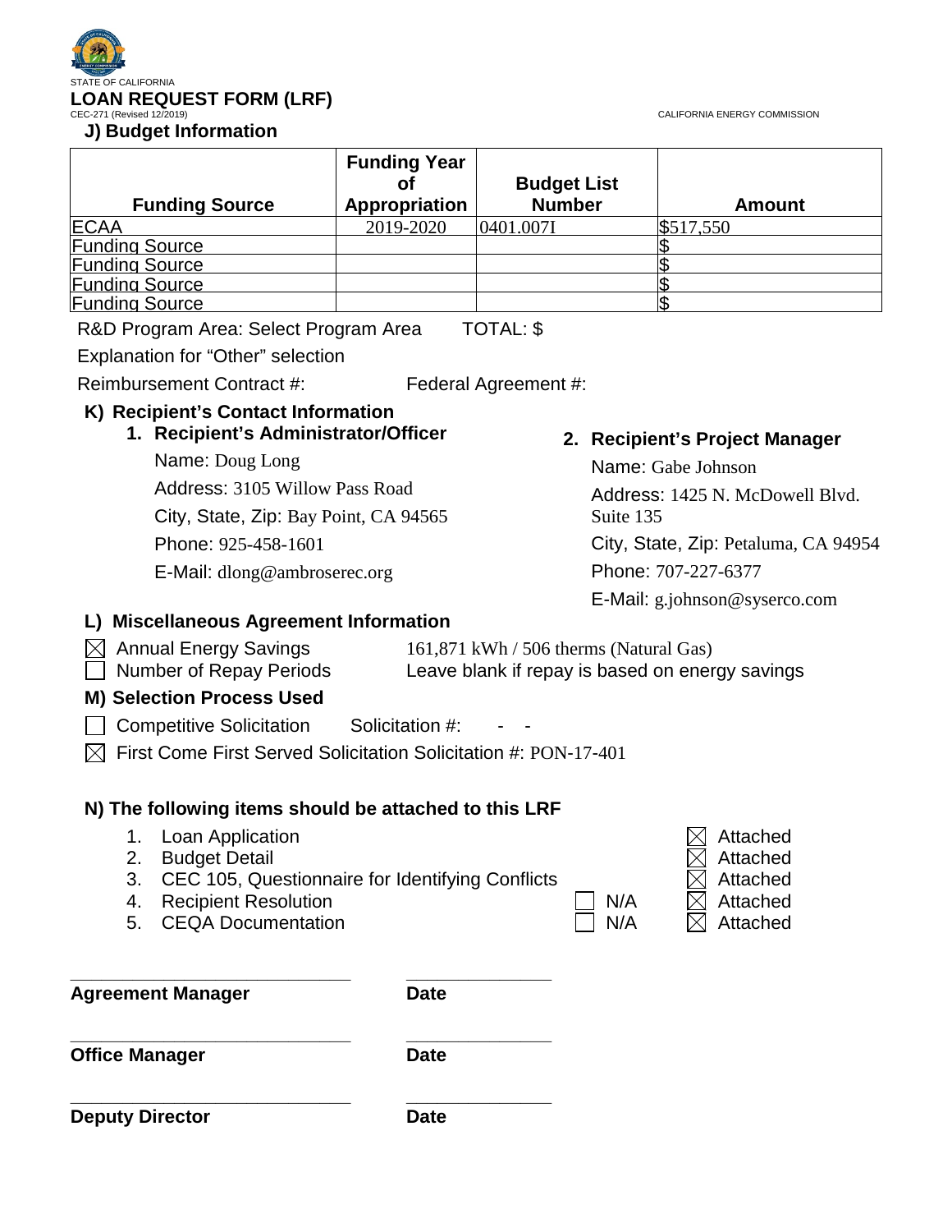STATE OF CALIFORNIA

# LOAN REQUEST FORM (LRF)

CEC-271 (Revised 12/2019)

CALIFORNIA ENERGY COMMISSION

### J) Budget Information

| Funding Source | Funding Year of Appropriation | Budget List Number | Amount |
|---|---|---|---|
| ECAA | 2019-2020 | 0401.007I | $517,550 |
| Funding Source | | | $ |
| Funding Source | | | $ |
| Funding Source | | | $ |
| Funding Source | | | $ |

R&D Program Area: Select Program Area TOTAL: $

Explanation for "Other" selection

Reimbursement Contract #: Federal Agreement #:

### K) Recipient's Contact Information

**1. Recipient's Administrator/Officer**

Name: Doug Long

Address: 3105 Willow Pass Road

City, State, Zip: Bay Point, CA 94565

Phone: 925-458-1601

E-Mail: dlong@ambroserec.org

**2. Recipient's Project Manager**

Name: Gabe Johnson

Address: 1425 N. McDowell Blvd. Suite 135

City, State, Zip: Petaluma, CA 94954

Phone: 707-227-6377

E-Mail: g.johnson@syserco.com

### L) Miscellaneous Agreement Information

☒ Annual Energy Savings 161,871 kWh / 506 therms (Natural Gas)

☐ Number of Repay Periods Leave blank if repay is based on energy savings

### M) Selection Process Used

☐ Competitive Solicitation Solicitation #: - -

☒ First Come First Served Solicitation Solicitation #: PON-17-401

### N) The following items should be attached to this LRF

1. Loan Application ☒ Attached
2. Budget Detail ☒ Attached
3. CEC 105, Questionnaire for Identifying Conflicts ☒ Attached
4. Recipient Resolution ☐ N/A ☒ Attached
5. CEQA Documentation ☐ N/A ☒ Attached

\_\_\_\_\_\_\_\_\_\_\_\_\_\_\_\_\_\_\_\_\_\_\_\_\_\_\_\_ \_\_\_\_\_\_\_\_\_\_\_\_\_\_\_

**Agreement Manager** **Date**

\_\_\_\_\_\_\_\_\_\_\_\_\_\_\_\_\_\_\_\_\_\_\_\_\_\_\_\_ \_\_\_\_\_\_\_\_\_\_\_\_\_\_\_

**Office Manager** **Date**

\_\_\_\_\_\_\_\_\_\_\_\_\_\_\_\_\_\_\_\_\_\_\_\_\_\_\_\_ \_\_\_\_\_\_\_\_\_\_\_\_\_\_\_

**Deputy Director** **Date**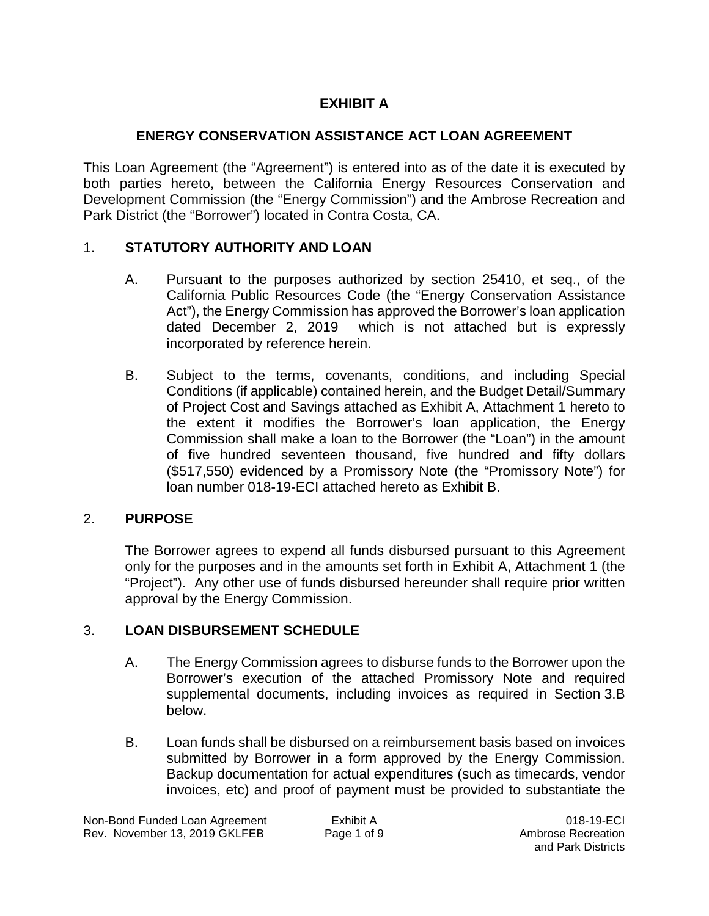# EXHIBIT A

## ENERGY CONSERVATION ASSISTANCE ACT LOAN AGREEMENT

This Loan Agreement (the "Agreement") is entered into as of the date it is executed by both parties hereto, between the California Energy Resources Conservation and Development Commission (the "Energy Commission") and the Ambrose Recreation and Park District (the "Borrower") located in Contra Costa, CA.

### 1. STATUTORY AUTHORITY AND LOAN

A. Pursuant to the purposes authorized by section 25410, et seq., of the California Public Resources Code (the "Energy Conservation Assistance Act"), the Energy Commission has approved the Borrower's loan application dated December 2, 2019 which is not attached but is expressly incorporated by reference herein.

B. Subject to the terms, covenants, conditions, and including Special Conditions (if applicable) contained herein, and the Budget Detail/Summary of Project Cost and Savings attached as Exhibit A, Attachment 1 hereto to the extent it modifies the Borrower's loan application, the Energy Commission shall make a loan to the Borrower (the "Loan") in the amount of five hundred seventeen thousand, five hundred and fifty dollars ($517,550) evidenced by a Promissory Note (the "Promissory Note") for loan number 018-19-ECI attached hereto as Exhibit B.

### 2. PURPOSE

The Borrower agrees to expend all funds disbursed pursuant to this Agreement only for the purposes and in the amounts set forth in Exhibit A, Attachment 1 (the "Project"). Any other use of funds disbursed hereunder shall require prior written approval by the Energy Commission.

### 3. LOAN DISBURSEMENT SCHEDULE

A. The Energy Commission agrees to disburse funds to the Borrower upon the Borrower's execution of the attached Promissory Note and required supplemental documents, including invoices as required in Section 3.B below.

B. Loan funds shall be disbursed on a reimbursement basis based on invoices submitted by Borrower in a form approved by the Energy Commission. Backup documentation for actual expenditures (such as timecards, vendor invoices, etc) and proof of payment must be provided to substantiate the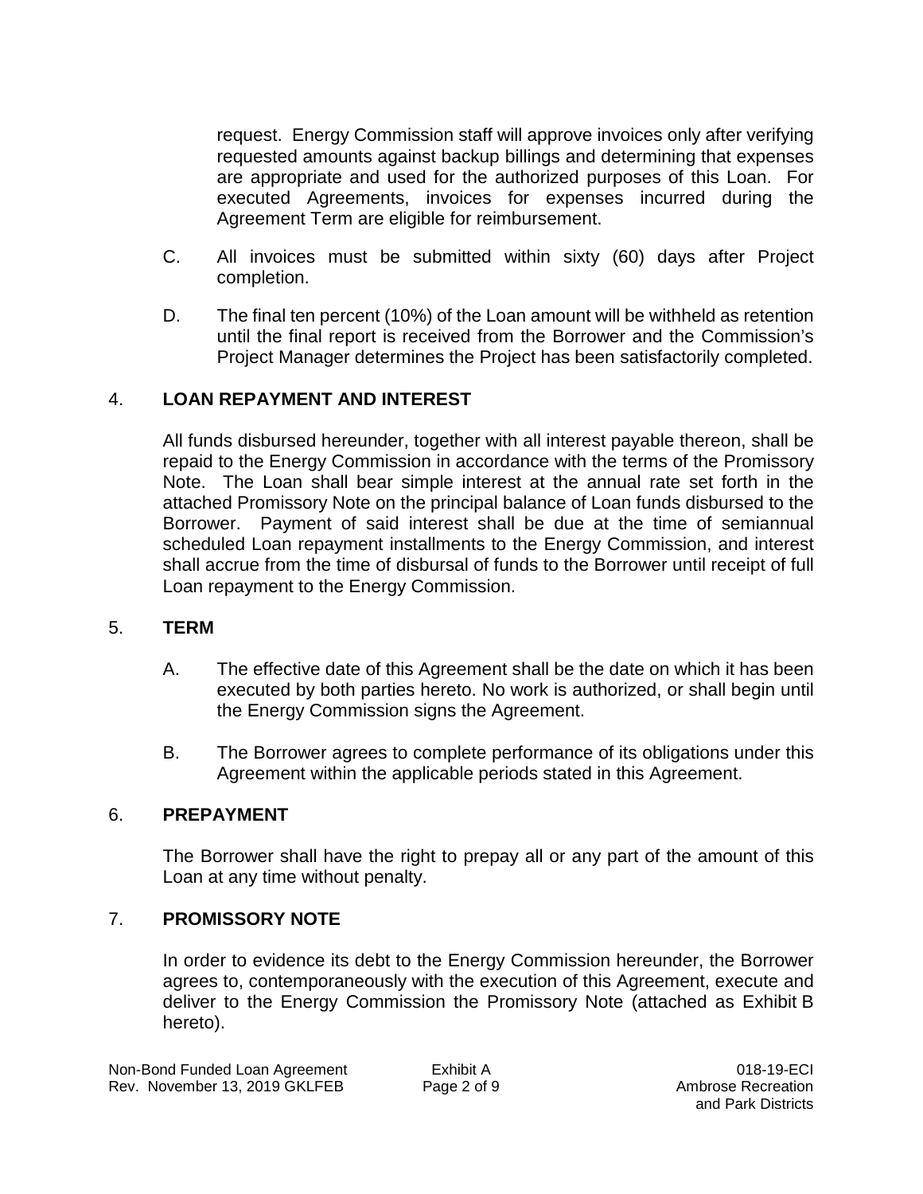request. Energy Commission staff will approve invoices only after verifying requested amounts against backup billings and determining that expenses are appropriate and used for the authorized purposes of this Loan. For executed Agreements, invoices for expenses incurred during the Agreement Term are eligible for reimbursement.

C. All invoices must be submitted within sixty (60) days after Project completion.

D. The final ten percent (10%) of the Loan amount will be withheld as retention until the final report is received from the Borrower and the Commission's Project Manager determines the Project has been satisfactorily completed.

## 4. LOAN REPAYMENT AND INTEREST

All funds disbursed hereunder, together with all interest payable thereon, shall be repaid to the Energy Commission in accordance with the terms of the Promissory Note. The Loan shall bear simple interest at the annual rate set forth in the attached Promissory Note on the principal balance of Loan funds disbursed to the Borrower. Payment of said interest shall be due at the time of semiannual scheduled Loan repayment installments to the Energy Commission, and interest shall accrue from the time of disbursal of funds to the Borrower until receipt of full Loan repayment to the Energy Commission.

## 5. TERM

A. The effective date of this Agreement shall be the date on which it has been executed by both parties hereto. No work is authorized, or shall begin until the Energy Commission signs the Agreement.

B. The Borrower agrees to complete performance of its obligations under this Agreement within the applicable periods stated in this Agreement.

## 6. PREPAYMENT

The Borrower shall have the right to prepay all or any part of the amount of this Loan at any time without penalty.

## 7. PROMISSORY NOTE

In order to evidence its debt to the Energy Commission hereunder, the Borrower agrees to, contemporaneously with the execution of this Agreement, execute and deliver to the Energy Commission the Promissory Note (attached as Exhibit B hereto).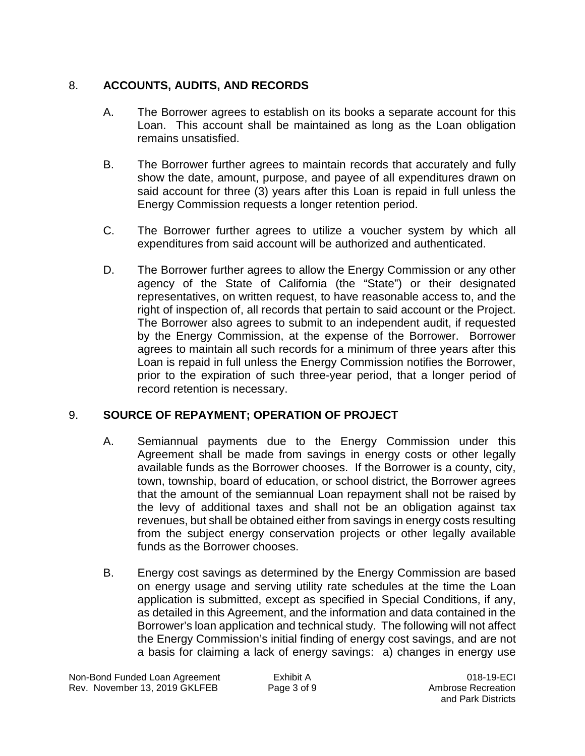## 8. **ACCOUNTS, AUDITS, AND RECORDS**

A. The Borrower agrees to establish on its books a separate account for this Loan. This account shall be maintained as long as the Loan obligation remains unsatisfied.

B. The Borrower further agrees to maintain records that accurately and fully show the date, amount, purpose, and payee of all expenditures drawn on said account for three (3) years after this Loan is repaid in full unless the Energy Commission requests a longer retention period.

C. The Borrower further agrees to utilize a voucher system by which all expenditures from said account will be authorized and authenticated.

D. The Borrower further agrees to allow the Energy Commission or any other agency of the State of California (the "State") or their designated representatives, on written request, to have reasonable access to, and the right of inspection of, all records that pertain to said account or the Project. The Borrower also agrees to submit to an independent audit, if requested by the Energy Commission, at the expense of the Borrower. Borrower agrees to maintain all such records for a minimum of three years after this Loan is repaid in full unless the Energy Commission notifies the Borrower, prior to the expiration of such three-year period, that a longer period of record retention is necessary.

## 9. **SOURCE OF REPAYMENT; OPERATION OF PROJECT**

A. Semiannual payments due to the Energy Commission under this Agreement shall be made from savings in energy costs or other legally available funds as the Borrower chooses. If the Borrower is a county, city, town, township, board of education, or school district, the Borrower agrees that the amount of the semiannual Loan repayment shall not be raised by the levy of additional taxes and shall not be an obligation against tax revenues, but shall be obtained either from savings in energy costs resulting from the subject energy conservation projects or other legally available funds as the Borrower chooses.

B. Energy cost savings as determined by the Energy Commission are based on energy usage and serving utility rate schedules at the time the Loan application is submitted, except as specified in Special Conditions, if any, as detailed in this Agreement, and the information and data contained in the Borrower's loan application and technical study. The following will not affect the Energy Commission's initial finding of energy cost savings, and are not a basis for claiming a lack of energy savings: a) changes in energy use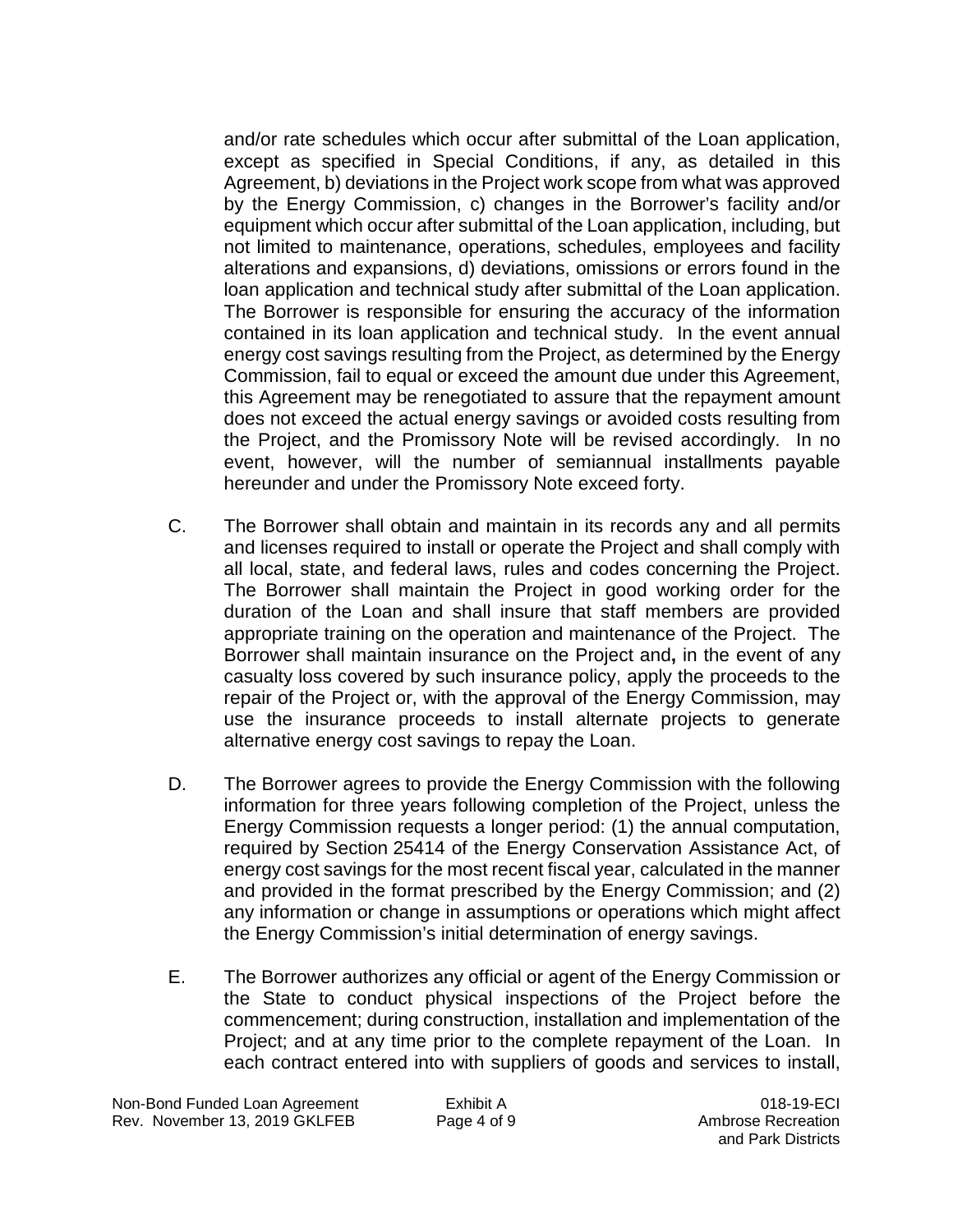and/or rate schedules which occur after submittal of the Loan application, except as specified in Special Conditions, if any, as detailed in this Agreement, b) deviations in the Project work scope from what was approved by the Energy Commission, c) changes in the Borrower's facility and/or equipment which occur after submittal of the Loan application, including, but not limited to maintenance, operations, schedules, employees and facility alterations and expansions, d) deviations, omissions or errors found in the loan application and technical study after submittal of the Loan application. The Borrower is responsible for ensuring the accuracy of the information contained in its loan application and technical study. In the event annual energy cost savings resulting from the Project, as determined by the Energy Commission, fail to equal or exceed the amount due under this Agreement, this Agreement may be renegotiated to assure that the repayment amount does not exceed the actual energy savings or avoided costs resulting from the Project, and the Promissory Note will be revised accordingly. In no event, however, will the number of semiannual installments payable hereunder and under the Promissory Note exceed forty.

C. The Borrower shall obtain and maintain in its records any and all permits and licenses required to install or operate the Project and shall comply with all local, state, and federal laws, rules and codes concerning the Project. The Borrower shall maintain the Project in good working order for the duration of the Loan and shall insure that staff members are provided appropriate training on the operation and maintenance of the Project. The Borrower shall maintain insurance on the Project and**,** in the event of any casualty loss covered by such insurance policy, apply the proceeds to the repair of the Project or, with the approval of the Energy Commission, may use the insurance proceeds to install alternate projects to generate alternative energy cost savings to repay the Loan.

D. The Borrower agrees to provide the Energy Commission with the following information for three years following completion of the Project, unless the Energy Commission requests a longer period: (1) the annual computation, required by Section 25414 of the Energy Conservation Assistance Act, of energy cost savings for the most recent fiscal year, calculated in the manner and provided in the format prescribed by the Energy Commission; and (2) any information or change in assumptions or operations which might affect the Energy Commission's initial determination of energy savings.

E. The Borrower authorizes any official or agent of the Energy Commission or the State to conduct physical inspections of the Project before the commencement; during construction, installation and implementation of the Project; and at any time prior to the complete repayment of the Loan. In each contract entered into with suppliers of goods and services to install,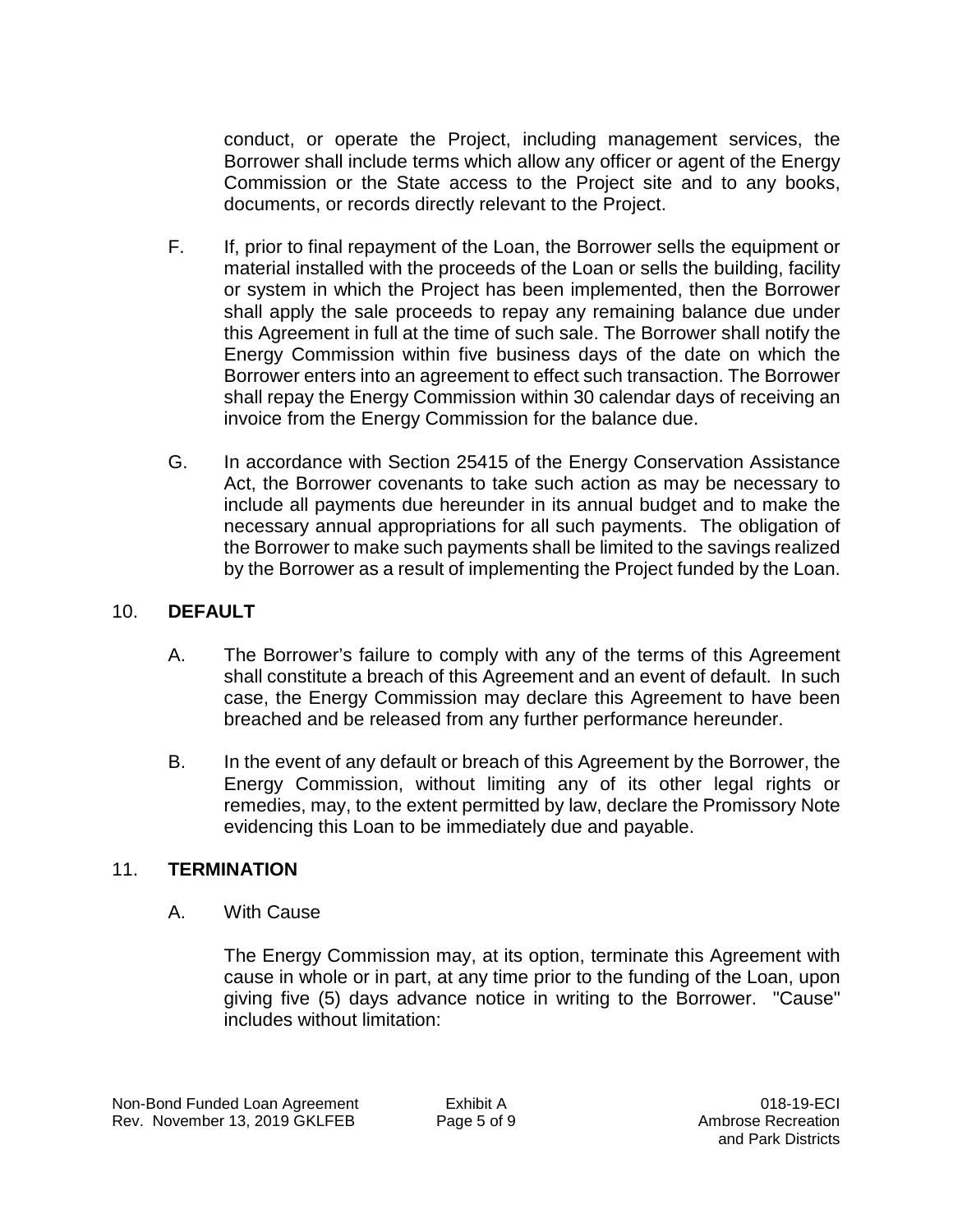conduct, or operate the Project, including management services, the Borrower shall include terms which allow any officer or agent of the Energy Commission or the State access to the Project site and to any books, documents, or records directly relevant to the Project.

F. If, prior to final repayment of the Loan, the Borrower sells the equipment or material installed with the proceeds of the Loan or sells the building, facility or system in which the Project has been implemented, then the Borrower shall apply the sale proceeds to repay any remaining balance due under this Agreement in full at the time of such sale. The Borrower shall notify the Energy Commission within five business days of the date on which the Borrower enters into an agreement to effect such transaction. The Borrower shall repay the Energy Commission within 30 calendar days of receiving an invoice from the Energy Commission for the balance due.

G. In accordance with Section 25415 of the Energy Conservation Assistance Act, the Borrower covenants to take such action as may be necessary to include all payments due hereunder in its annual budget and to make the necessary annual appropriations for all such payments. The obligation of the Borrower to make such payments shall be limited to the savings realized by the Borrower as a result of implementing the Project funded by the Loan.

## 10. DEFAULT

A. The Borrower's failure to comply with any of the terms of this Agreement shall constitute a breach of this Agreement and an event of default. In such case, the Energy Commission may declare this Agreement to have been breached and be released from any further performance hereunder.

B. In the event of any default or breach of this Agreement by the Borrower, the Energy Commission, without limiting any of its other legal rights or remedies, may, to the extent permitted by law, declare the Promissory Note evidencing this Loan to be immediately due and payable.

## 11. TERMINATION

A. With Cause

The Energy Commission may, at its option, terminate this Agreement with cause in whole or in part, at any time prior to the funding of the Loan, upon giving five (5) days advance notice in writing to the Borrower. "Cause" includes without limitation: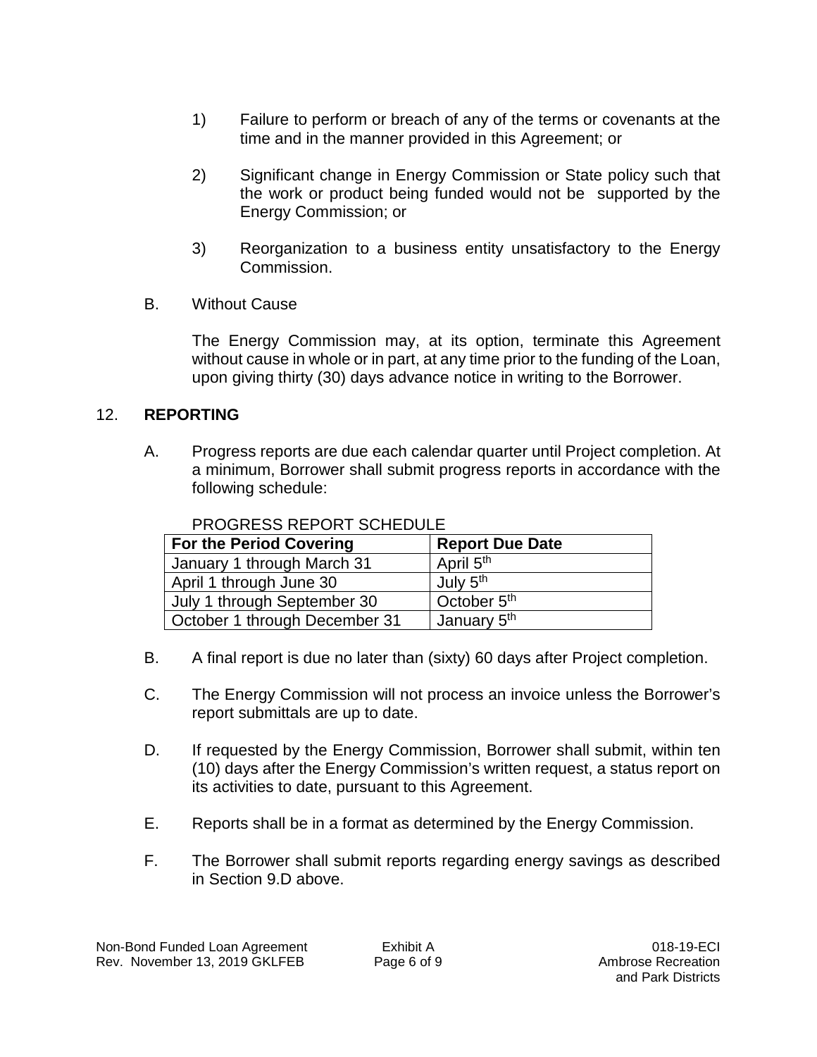1) Failure to perform or breach of any of the terms or covenants at the time and in the manner provided in this Agreement; or

2) Significant change in Energy Commission or State policy such that the work or product being funded would not be supported by the Energy Commission; or

3) Reorganization to a business entity unsatisfactory to the Energy Commission.

B. Without Cause

The Energy Commission may, at its option, terminate this Agreement without cause in whole or in part, at any time prior to the funding of the Loan, upon giving thirty (30) days advance notice in writing to the Borrower.

12. **REPORTING**

A. Progress reports are due each calendar quarter until Project completion. At a minimum, Borrower shall submit progress reports in accordance with the following schedule:

PROGRESS REPORT SCHEDULE

| For the Period Covering | Report Due Date |
|---|---|
| January 1 through March 31 | April 5th |
| April 1 through June 30 | July 5th |
| July 1 through September 30 | October 5th |
| October 1 through December 31 | January 5th |

B. A final report is due no later than (sixty) 60 days after Project completion.

C. The Energy Commission will not process an invoice unless the Borrower's report submittals are up to date.

D. If requested by the Energy Commission, Borrower shall submit, within ten (10) days after the Energy Commission's written request, a status report on its activities to date, pursuant to this Agreement.

E. Reports shall be in a format as determined by the Energy Commission.

F. The Borrower shall submit reports regarding energy savings as described in Section 9.D above.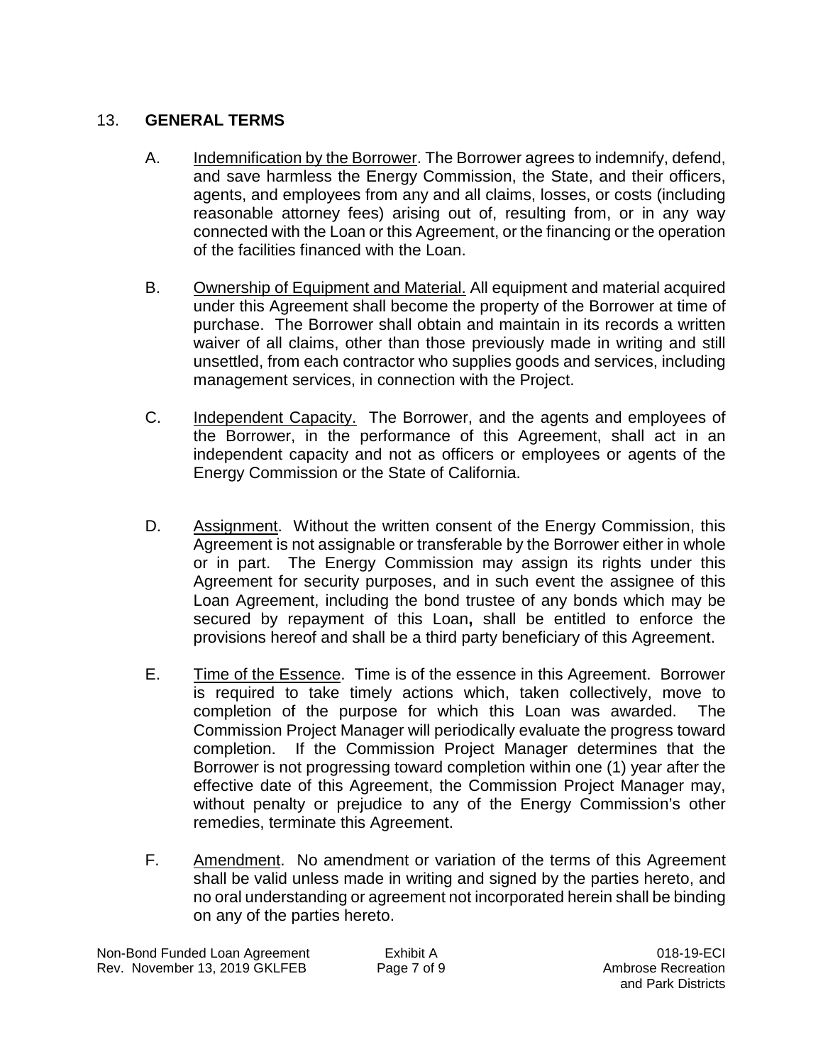## 13. **GENERAL TERMS**

A. Indemnification by the Borrower. The Borrower agrees to indemnify, defend, and save harmless the Energy Commission, the State, and their officers, agents, and employees from any and all claims, losses, or costs (including reasonable attorney fees) arising out of, resulting from, or in any way connected with the Loan or this Agreement, or the financing or the operation of the facilities financed with the Loan.

B. Ownership of Equipment and Material. All equipment and material acquired under this Agreement shall become the property of the Borrower at time of purchase. The Borrower shall obtain and maintain in its records a written waiver of all claims, other than those previously made in writing and still unsettled, from each contractor who supplies goods and services, including management services, in connection with the Project.

C. Independent Capacity. The Borrower, and the agents and employees of the Borrower, in the performance of this Agreement, shall act in an independent capacity and not as officers or employees or agents of the Energy Commission or the State of California.

D. Assignment. Without the written consent of the Energy Commission, this Agreement is not assignable or transferable by the Borrower either in whole or in part. The Energy Commission may assign its rights under this Agreement for security purposes, and in such event the assignee of this Loan Agreement, including the bond trustee of any bonds which may be secured by repayment of this Loan**,** shall be entitled to enforce the provisions hereof and shall be a third party beneficiary of this Agreement.

E. Time of the Essence. Time is of the essence in this Agreement. Borrower is required to take timely actions which, taken collectively, move to completion of the purpose for which this Loan was awarded. The Commission Project Manager will periodically evaluate the progress toward completion. If the Commission Project Manager determines that the Borrower is not progressing toward completion within one (1) year after the effective date of this Agreement, the Commission Project Manager may, without penalty or prejudice to any of the Energy Commission's other remedies, terminate this Agreement.

F. Amendment. No amendment or variation of the terms of this Agreement shall be valid unless made in writing and signed by the parties hereto, and no oral understanding or agreement not incorporated herein shall be binding on any of the parties hereto.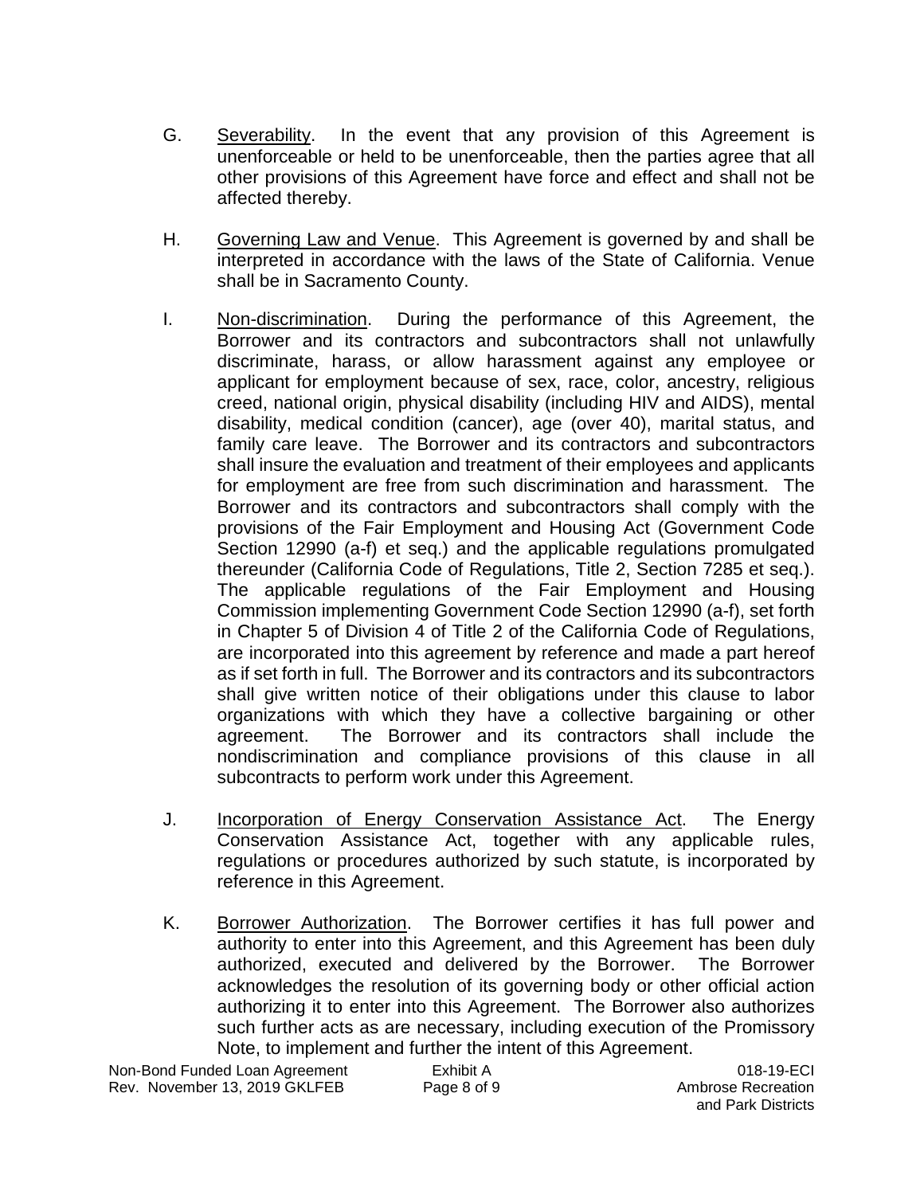G. Severability. In the event that any provision of this Agreement is unenforceable or held to be unenforceable, then the parties agree that all other provisions of this Agreement have force and effect and shall not be affected thereby.

H. Governing Law and Venue. This Agreement is governed by and shall be interpreted in accordance with the laws of the State of California. Venue shall be in Sacramento County.

I. Non-discrimination. During the performance of this Agreement, the Borrower and its contractors and subcontractors shall not unlawfully discriminate, harass, or allow harassment against any employee or applicant for employment because of sex, race, color, ancestry, religious creed, national origin, physical disability (including HIV and AIDS), mental disability, medical condition (cancer), age (over 40), marital status, and family care leave. The Borrower and its contractors and subcontractors shall insure the evaluation and treatment of their employees and applicants for employment are free from such discrimination and harassment. The Borrower and its contractors and subcontractors shall comply with the provisions of the Fair Employment and Housing Act (Government Code Section 12990 (a-f) et seq.) and the applicable regulations promulgated thereunder (California Code of Regulations, Title 2, Section 7285 et seq.). The applicable regulations of the Fair Employment and Housing Commission implementing Government Code Section 12990 (a-f), set forth in Chapter 5 of Division 4 of Title 2 of the California Code of Regulations, are incorporated into this agreement by reference and made a part hereof as if set forth in full. The Borrower and its contractors and its subcontractors shall give written notice of their obligations under this clause to labor organizations with which they have a collective bargaining or other agreement. The Borrower and its contractors shall include the nondiscrimination and compliance provisions of this clause in all subcontracts to perform work under this Agreement.

J. Incorporation of Energy Conservation Assistance Act. The Energy Conservation Assistance Act, together with any applicable rules, regulations or procedures authorized by such statute, is incorporated by reference in this Agreement.

K. Borrower Authorization. The Borrower certifies it has full power and authority to enter into this Agreement, and this Agreement has been duly authorized, executed and delivered by the Borrower. The Borrower acknowledges the resolution of its governing body or other official action authorizing it to enter into this Agreement. The Borrower also authorizes such further acts as are necessary, including execution of the Promissory Note, to implement and further the intent of this Agreement.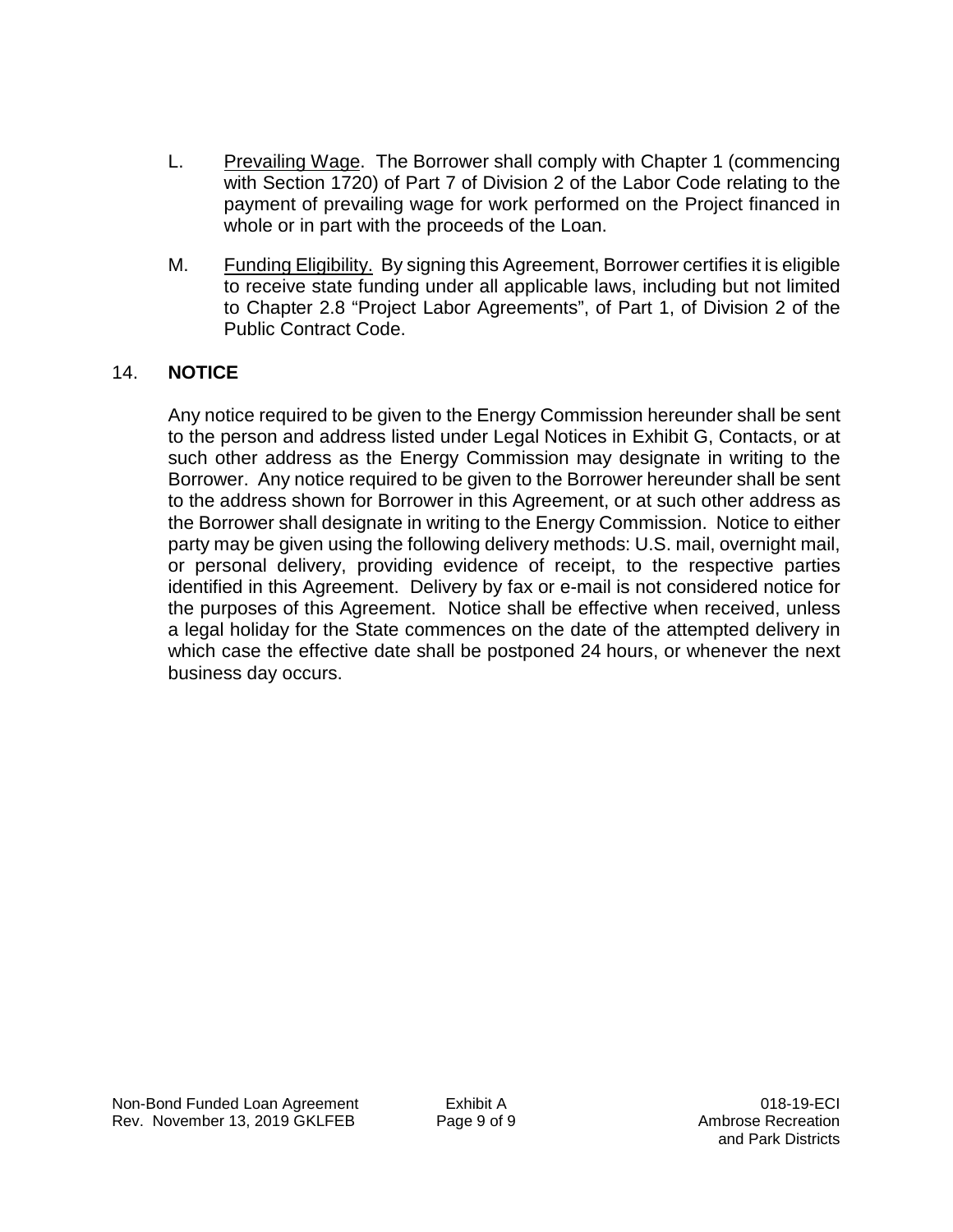L. Prevailing Wage. The Borrower shall comply with Chapter 1 (commencing with Section 1720) of Part 7 of Division 2 of the Labor Code relating to the payment of prevailing wage for work performed on the Project financed in whole or in part with the proceeds of the Loan.

M. Funding Eligibility. By signing this Agreement, Borrower certifies it is eligible to receive state funding under all applicable laws, including but not limited to Chapter 2.8 "Project Labor Agreements", of Part 1, of Division 2 of the Public Contract Code.

## 14. NOTICE

Any notice required to be given to the Energy Commission hereunder shall be sent to the person and address listed under Legal Notices in Exhibit G, Contacts, or at such other address as the Energy Commission may designate in writing to the Borrower. Any notice required to be given to the Borrower hereunder shall be sent to the address shown for Borrower in this Agreement, or at such other address as the Borrower shall designate in writing to the Energy Commission. Notice to either party may be given using the following delivery methods: U.S. mail, overnight mail, or personal delivery, providing evidence of receipt, to the respective parties identified in this Agreement. Delivery by fax or e-mail is not considered notice for the purposes of this Agreement. Notice shall be effective when received, unless a legal holiday for the State commences on the date of the attempted delivery in which case the effective date shall be postponed 24 hours, or whenever the next business day occurs.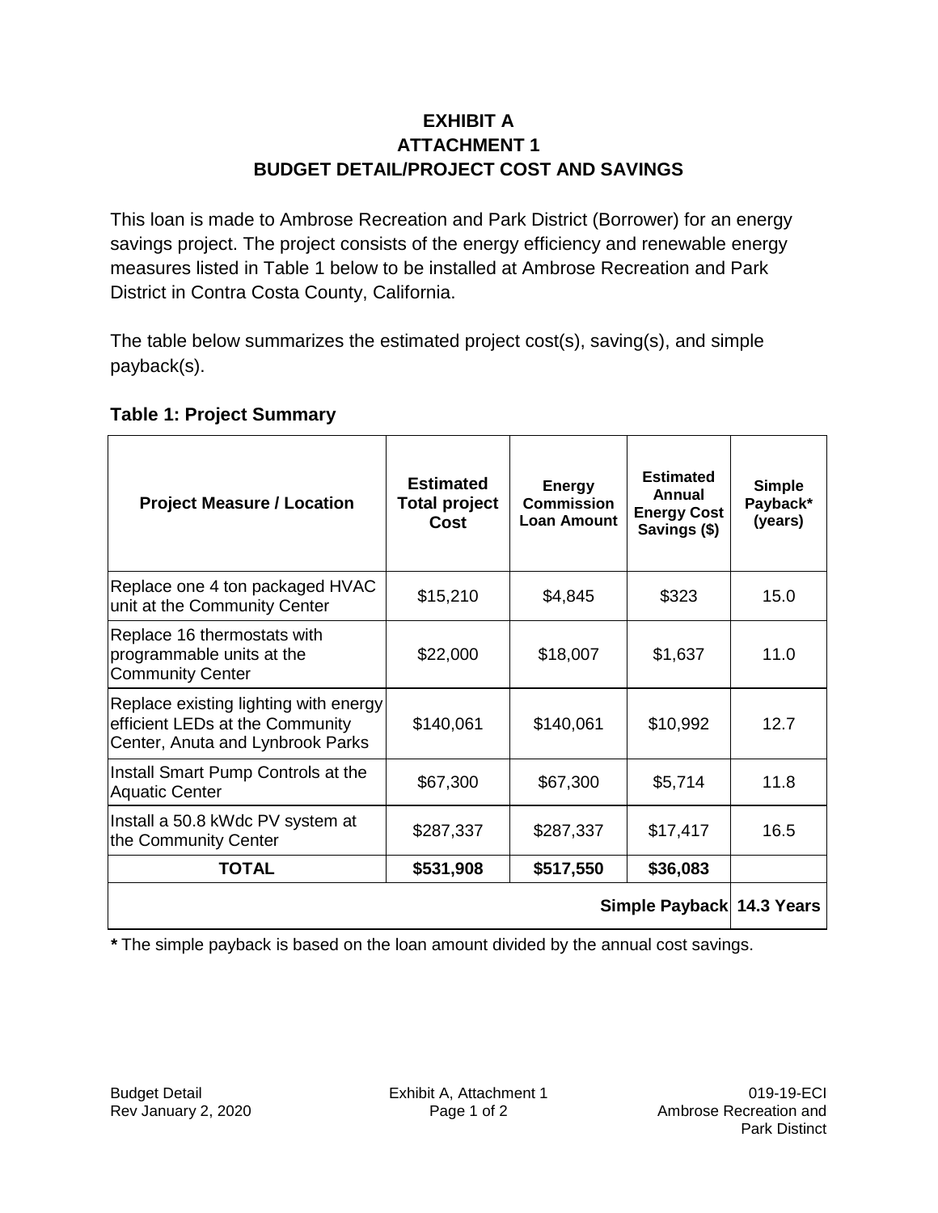# EXHIBIT A
# ATTACHMENT 1
# BUDGET DETAIL/PROJECT COST AND SAVINGS

This loan is made to Ambrose Recreation and Park District (Borrower) for an energy savings project. The project consists of the energy efficiency and renewable energy measures listed in Table 1 below to be installed at Ambrose Recreation and Park District in Contra Costa County, California.

The table below summarizes the estimated project cost(s), saving(s), and simple payback(s).

**Table 1: Project Summary**

| Project Measure / Location | Estimated Total project Cost | Energy Commission Loan Amount | Estimated Annual Energy Cost Savings ($) | Simple Payback* (years) |
|---|---|---|---|---|
| Replace one 4 ton packaged HVAC unit at the Community Center | $15,210 | $4,845 | $323 | 15.0 |
| Replace 16 thermostats with programmable units at the Community Center | $22,000 | $18,007 | $1,637 | 11.0 |
| Replace existing lighting with energy efficient LEDs at the Community Center, Anuta and Lynbrook Parks | $140,061 | $140,061 | $10,992 | 12.7 |
| Install Smart Pump Controls at the Aquatic Center | $67,300 | $67,300 | $5,714 | 11.8 |
| Install a 50.8 kWdc PV system at the Community Center | $287,337 | $287,337 | $17,417 | 16.5 |
| **TOTAL** | **$531,908** | **$517,550** | **$36,083** | |
| | | | **Simple Payback** | **14.3 Years** |

***** The simple payback is based on the loan amount divided by the annual cost savings.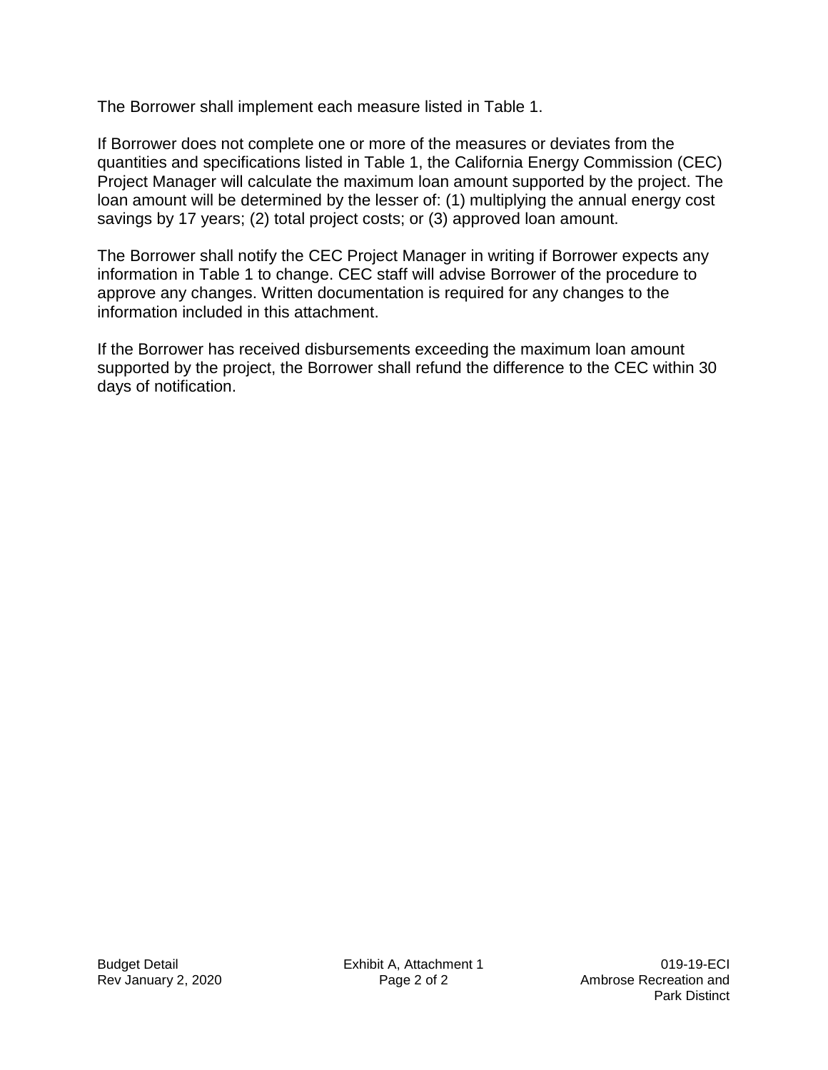The Borrower shall implement each measure listed in Table 1.

If Borrower does not complete one or more of the measures or deviates from the quantities and specifications listed in Table 1, the California Energy Commission (CEC) Project Manager will calculate the maximum loan amount supported by the project. The loan amount will be determined by the lesser of: (1) multiplying the annual energy cost savings by 17 years; (2) total project costs; or (3) approved loan amount.

The Borrower shall notify the CEC Project Manager in writing if Borrower expects any information in Table 1 to change. CEC staff will advise Borrower of the procedure to approve any changes. Written documentation is required for any changes to the information included in this attachment.

If the Borrower has received disbursements exceeding the maximum loan amount supported by the project, the Borrower shall refund the difference to the CEC within 30 days of notification.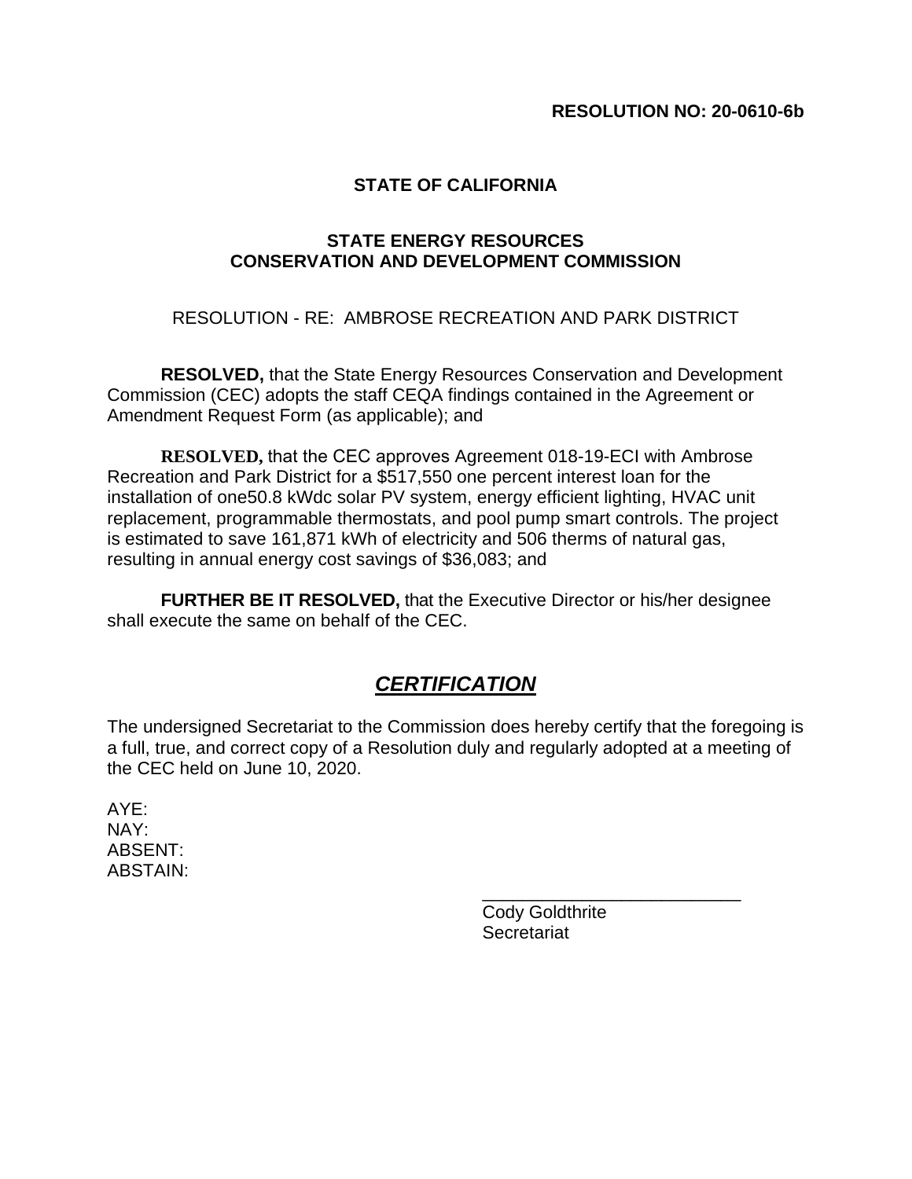**RESOLUTION NO: 20-0610-6b**

**STATE OF CALIFORNIA**

**STATE ENERGY RESOURCES**
**CONSERVATION AND DEVELOPMENT COMMISSION**

RESOLUTION - RE: AMBROSE RECREATION AND PARK DISTRICT

**RESOLVED,** that the State Energy Resources Conservation and Development Commission (CEC) adopts the staff CEQA findings contained in the Agreement or Amendment Request Form (as applicable); and

**RESOLVED,** that the CEC approves Agreement 018-19-ECI with Ambrose Recreation and Park District for a $517,550 one percent interest loan for the installation of one50.8 kWdc solar PV system, energy efficient lighting, HVAC unit replacement, programmable thermostats, and pool pump smart controls. The project is estimated to save 161,871 kWh of electricity and 506 therms of natural gas, resulting in annual energy cost savings of $36,083; and

**FURTHER BE IT RESOLVED,** that the Executive Director or his/her designee shall execute the same on behalf of the CEC.

## ***CERTIFICATION***

The undersigned Secretariat to the Commission does hereby certify that the foregoing is a full, true, and correct copy of a Resolution duly and regularly adopted at a meeting of the CEC held on June 10, 2020.

AYE:
NAY:
ABSENT:
ABSTAIN:

\_\_\_\_\_\_\_\_\_\_\_\_\_\_\_\_\_\_\_\_\_\_\_\_\_\_
Cody Goldthrite
Secretariat